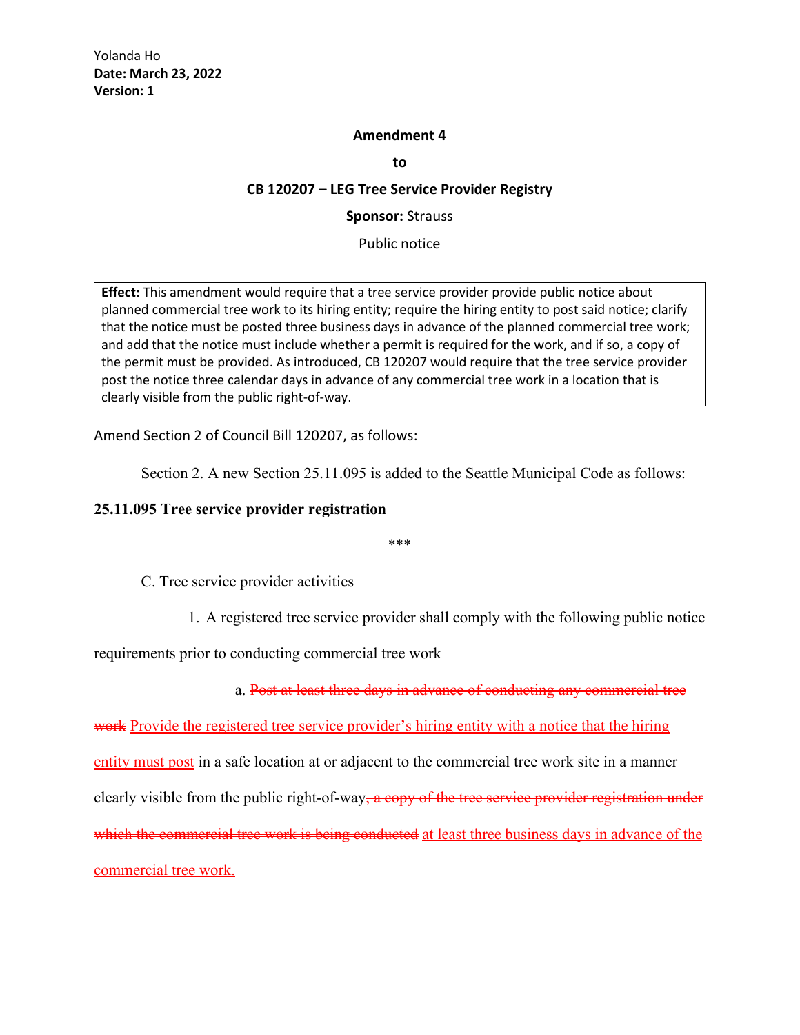Yolanda Ho
**Date: March 23, 2022**
**Version: 1**

**Amendment 4**

**to**

**CB 120207 – LEG Tree Service Provider Registry**

**Sponsor:** Strauss

Public notice

**Effect:** This amendment would require that a tree service provider provide public notice about planned commercial tree work to its hiring entity; require the hiring entity to post said notice; clarify that the notice must be posted three business days in advance of the planned commercial tree work; and add that the notice must include whether a permit is required for the work, and if so, a copy of the permit must be provided. As introduced, CB 120207 would require that the tree service provider post the notice three calendar days in advance of any commercial tree work in a location that is clearly visible from the public right-of-way.

Amend Section 2 of Council Bill 120207, as follows:

Section 2. A new Section 25.11.095 is added to the Seattle Municipal Code as follows:

**25.11.095 Tree service provider registration**

\*\*\*

C. Tree service provider activities

1. A registered tree service provider shall comply with the following public notice requirements prior to conducting commercial tree work

a. ~~Post at least three days in advance of conducting any commercial tree work~~ <u>Provide the registered tree service provider's hiring entity with a notice that the hiring entity must post</u> in a safe location at or adjacent to the commercial tree work site in a manner clearly visible from the public right-of-way~~, a copy of the tree service provider registration under which the commercial tree work is being conducted~~ <u>at least three business days in advance of the commercial tree work.</u>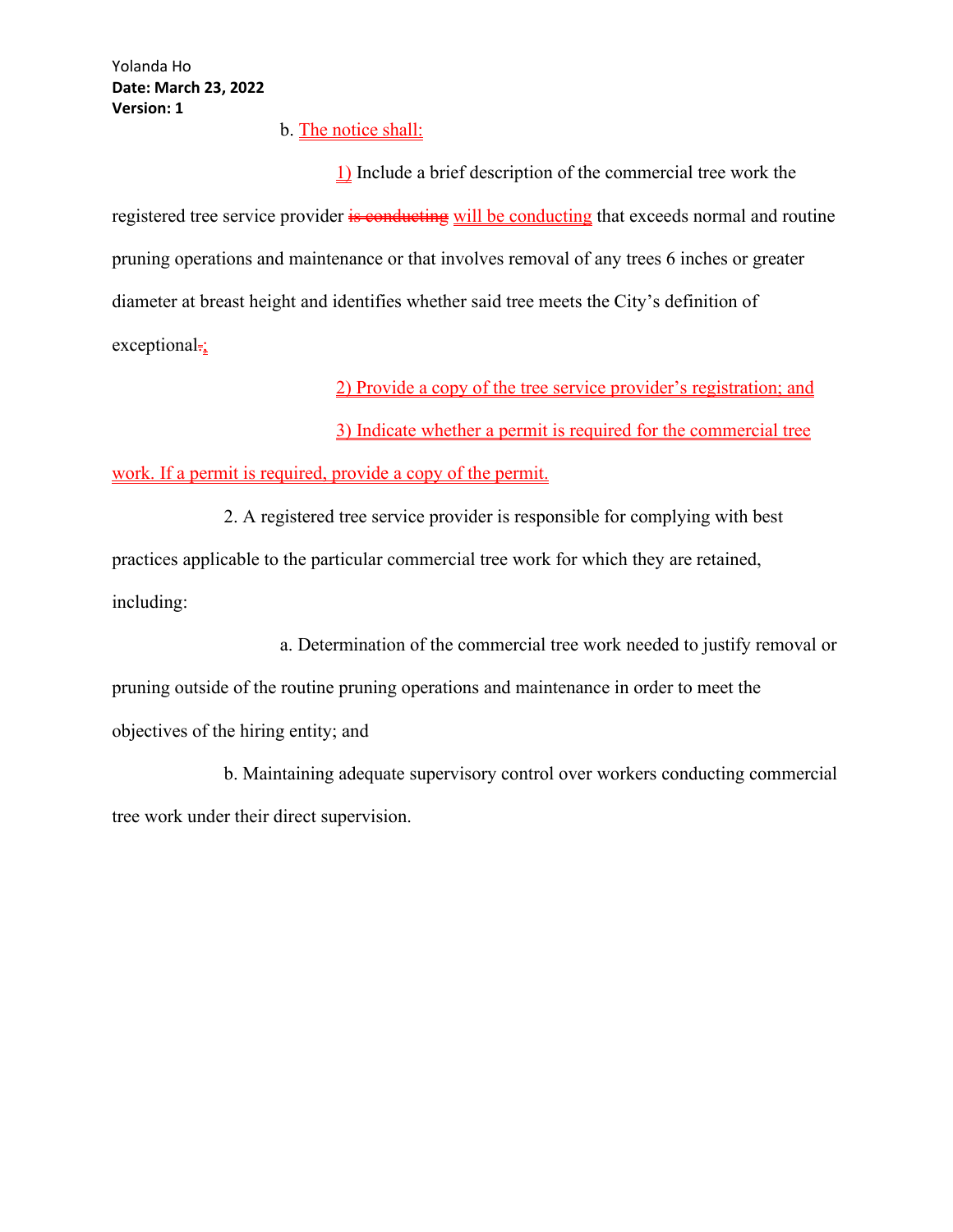b. The notice shall:

1) Include a brief description of the commercial tree work the registered tree service provider ~~is conducting~~ will be conducting that exceeds normal and routine pruning operations and maintenance or that involves removal of any trees 6 inches or greater diameter at breast height and identifies whether said tree meets the City's definition of exceptional~~.~~;

2) Provide a copy of the tree service provider's registration; and

3) Indicate whether a permit is required for the commercial tree work. If a permit is required, provide a copy of the permit.

2. A registered tree service provider is responsible for complying with best practices applicable to the particular commercial tree work for which they are retained, including:

a. Determination of the commercial tree work needed to justify removal or pruning outside of the routine pruning operations and maintenance in order to meet the objectives of the hiring entity; and

b. Maintaining adequate supervisory control over workers conducting commercial tree work under their direct supervision.